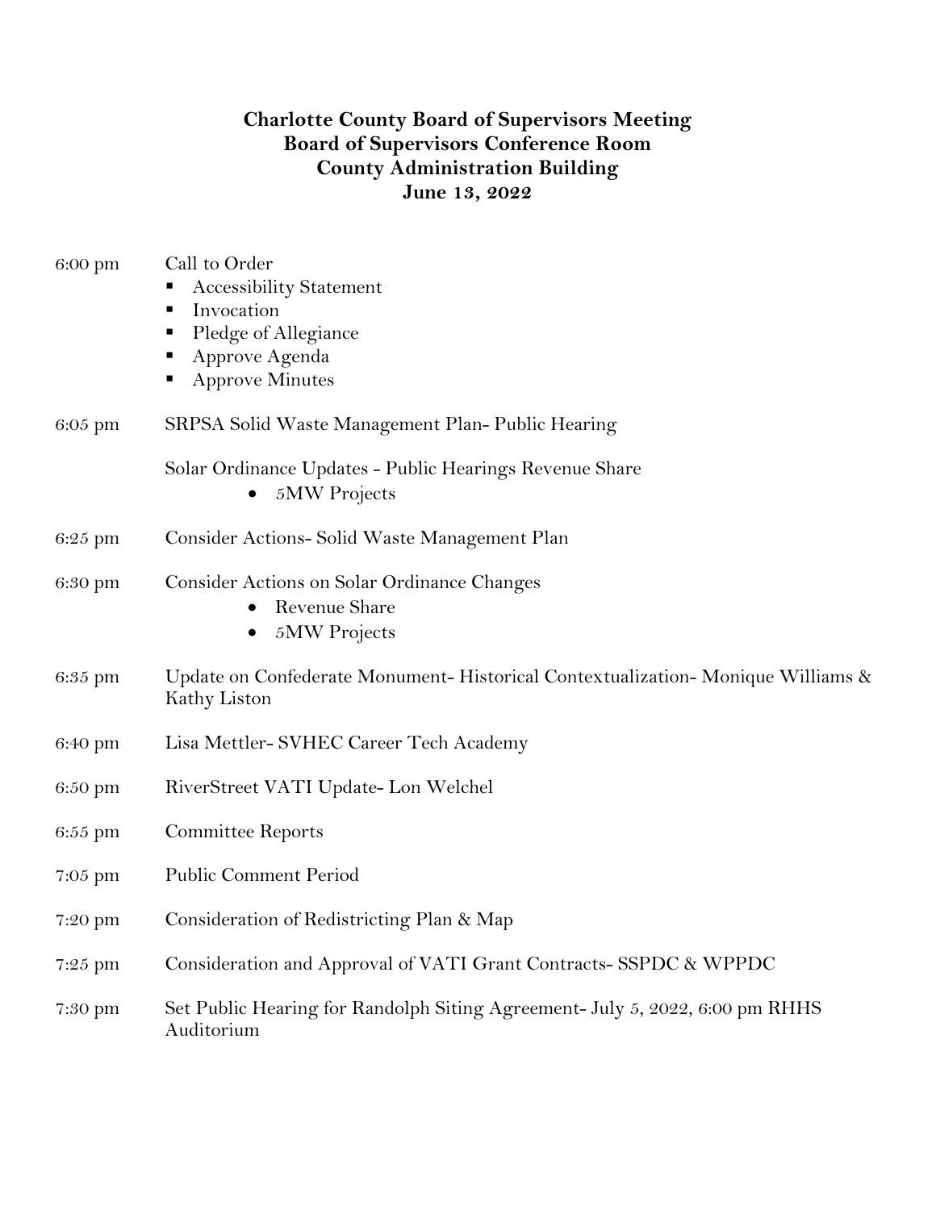**Charlotte County Board of Supervisors Meeting**
**Board of Supervisors Conference Room**
**County Administration Building**
**June 13, 2022**

6:00 pm Call to Order

- Accessibility Statement
- Invocation
- Pledge of Allegiance
- Approve Agenda
- Approve Minutes

6:05 pm SRPSA Solid Waste Management Plan- Public Hearing

Solar Ordinance Updates - Public Hearings Revenue Share

- 5MW Projects

6:25 pm Consider Actions- Solid Waste Management Plan

6:30 pm Consider Actions on Solar Ordinance Changes

- Revenue Share
- 5MW Projects

6:35 pm Update on Confederate Monument- Historical Contextualization- Monique Williams & Kathy Liston

6:40 pm Lisa Mettler- SVHEC Career Tech Academy

6:50 pm RiverStreet VATI Update- Lon Welchel

6:55 pm Committee Reports

7:05 pm Public Comment Period

7:20 pm Consideration of Redistricting Plan & Map

7:25 pm Consideration and Approval of VATI Grant Contracts- SSPDC & WPPDC

7:30 pm Set Public Hearing for Randolph Siting Agreement- July 5, 2022, 6:00 pm RHHS Auditorium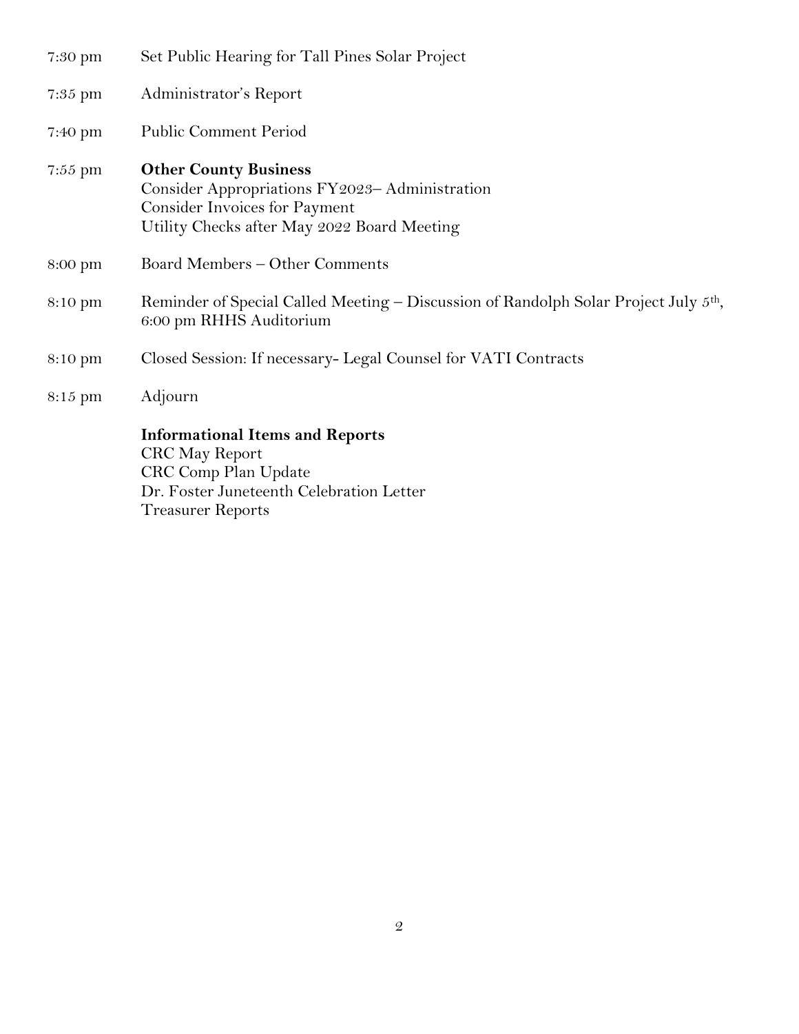7:30 pm Set Public Hearing for Tall Pines Solar Project

7:35 pm Administrator's Report

7:40 pm Public Comment Period

7:55 pm **Other County Business**
Consider Appropriations FY2023– Administration
Consider Invoices for Payment
Utility Checks after May 2022 Board Meeting

8:00 pm Board Members – Other Comments

8:10 pm Reminder of Special Called Meeting – Discussion of Randolph Solar Project July 5th, 6:00 pm RHHS Auditorium

8:10 pm Closed Session: If necessary- Legal Counsel for VATI Contracts

8:15 pm Adjourn

**Informational Items and Reports**
CRC May Report
CRC Comp Plan Update
Dr. Foster Juneteenth Celebration Letter
Treasurer Reports